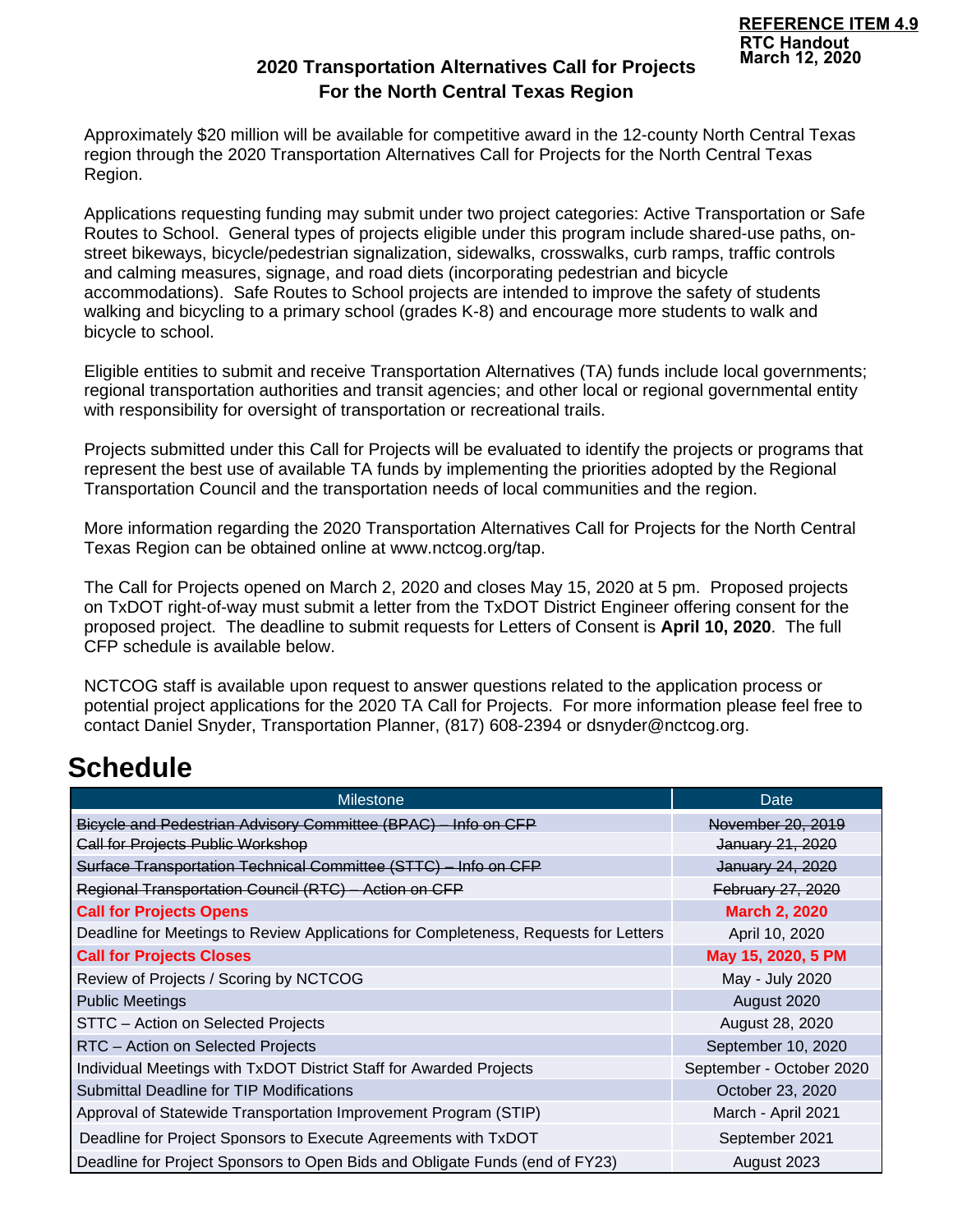**REFERENCE ITEM 4.9**
**RTC Handout**
**March 12, 2020**

## 2020 Transportation Alternatives Call for Projects For the North Central Texas Region

Approximately $20 million will be available for competitive award in the 12-county North Central Texas region through the 2020 Transportation Alternatives Call for Projects for the North Central Texas Region.

Applications requesting funding may submit under two project categories: Active Transportation or Safe Routes to School. General types of projects eligible under this program include shared-use paths, on-street bikeways, bicycle/pedestrian signalization, sidewalks, crosswalks, curb ramps, traffic controls and calming measures, signage, and road diets (incorporating pedestrian and bicycle accommodations). Safe Routes to School projects are intended to improve the safety of students walking and bicycling to a primary school (grades K-8) and encourage more students to walk and bicycle to school.

Eligible entities to submit and receive Transportation Alternatives (TA) funds include local governments; regional transportation authorities and transit agencies; and other local or regional governmental entity with responsibility for oversight of transportation or recreational trails.

Projects submitted under this Call for Projects will be evaluated to identify the projects or programs that represent the best use of available TA funds by implementing the priorities adopted by the Regional Transportation Council and the transportation needs of local communities and the region.

More information regarding the 2020 Transportation Alternatives Call for Projects for the North Central Texas Region can be obtained online at www.nctcog.org/tap.

The Call for Projects opened on March 2, 2020 and closes May 15, 2020 at 5 pm. Proposed projects on TxDOT right-of-way must submit a letter from the TxDOT District Engineer offering consent for the proposed project. The deadline to submit requests for Letters of Consent is **April 10, 2020**. The full CFP schedule is available below.

NCTCOG staff is available upon request to answer questions related to the application process or potential project applications for the 2020 TA Call for Projects. For more information please feel free to contact Daniel Snyder, Transportation Planner, (817) 608-2394 or dsnyder@nctcog.org.

# Schedule

| Milestone | Date |
|---|---|
| ~~Bicycle and Pedestrian Advisory Committee (BPAC) – Info on CFP~~ | ~~November 20, 2019~~ |
| ~~Call for Projects Public Workshop~~ | ~~January 21, 2020~~ |
| ~~Surface Transportation Technical Committee (STTC) – Info on CFP~~ | ~~January 24, 2020~~ |
| ~~Regional Transportation Council (RTC) – Action on CFP~~ | ~~February 27, 2020~~ |
| **Call for Projects Opens** | **March 2, 2020** |
| Deadline for Meetings to Review Applications for Completeness, Requests for Letters | April 10, 2020 |
| **Call for Projects Closes** | **May 15, 2020, 5 PM** |
| Review of Projects / Scoring by NCTCOG | May - July 2020 |
| Public Meetings | August 2020 |
| STTC – Action on Selected Projects | August 28, 2020 |
| RTC – Action on Selected Projects | September 10, 2020 |
| Individual Meetings with TxDOT District Staff for Awarded Projects | September - October 2020 |
| Submittal Deadline for TIP Modifications | October 23, 2020 |
| Approval of Statewide Transportation Improvement Program (STIP) | March - April 2021 |
| Deadline for Project Sponsors to Execute Agreements with TxDOT | September 2021 |
| Deadline for Project Sponsors to Open Bids and Obligate Funds (end of FY23) | August 2023 |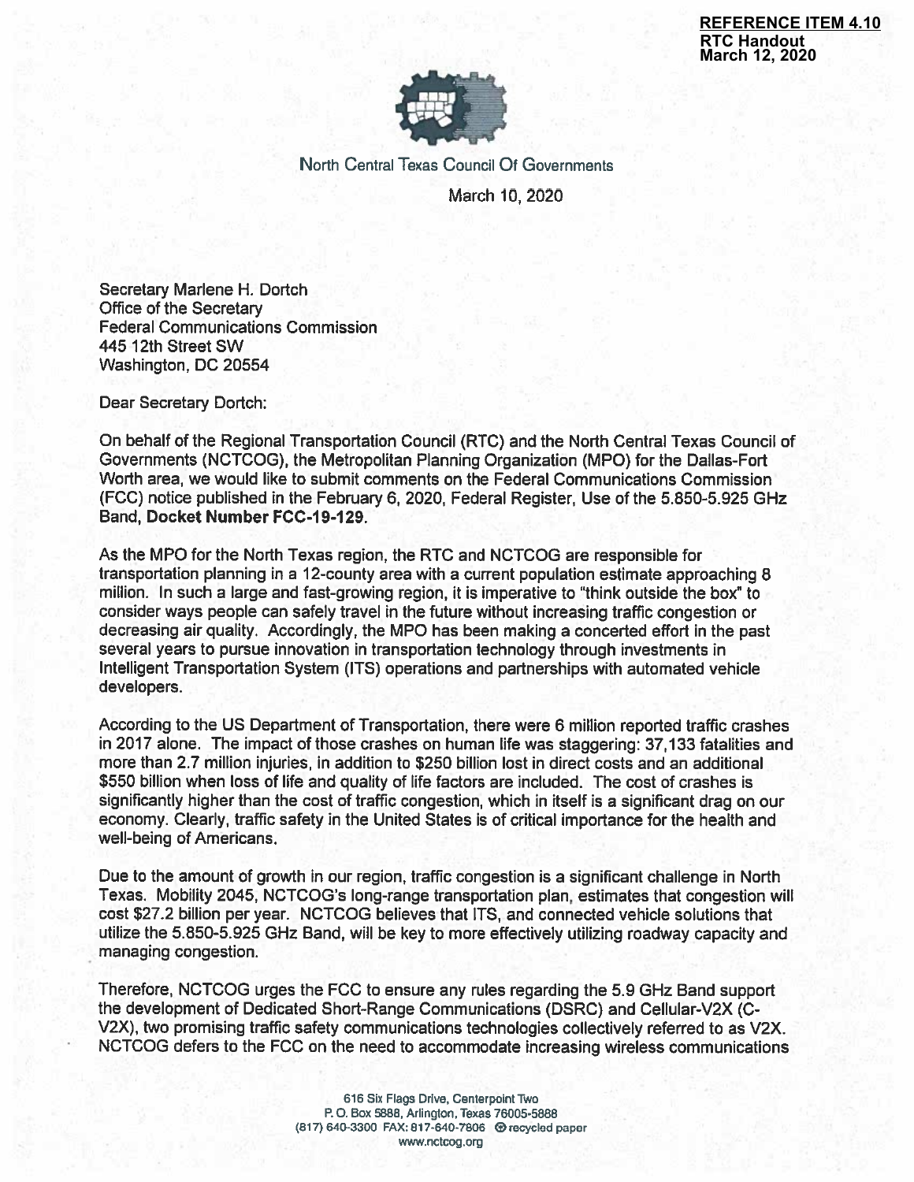**REFERENCE ITEM 4.10**
**RTC Handout**
**March 12, 2020**

North Central Texas Council Of Governments

March 10, 2020

Secretary Marlene H. Dortch
Office of the Secretary
Federal Communications Commission
445 12th Street SW
Washington, DC 20554

Dear Secretary Dortch:

On behalf of the Regional Transportation Council (RTC) and the North Central Texas Council of Governments (NCTCOG), the Metropolitan Planning Organization (MPO) for the Dallas-Fort Worth area, we would like to submit comments on the Federal Communications Commission (FCC) notice published in the February 6, 2020, Federal Register, Use of the 5.850-5.925 GHz Band, **Docket Number FCC-19-129**.

As the MPO for the North Texas region, the RTC and NCTCOG are responsible for transportation planning in a 12-county area with a current population estimate approaching 8 million. In such a large and fast-growing region, it is imperative to "think outside the box" to consider ways people can safely travel in the future without increasing traffic congestion or decreasing air quality. Accordingly, the MPO has been making a concerted effort in the past several years to pursue innovation in transportation technology through investments in Intelligent Transportation System (ITS) operations and partnerships with automated vehicle developers.

According to the US Department of Transportation, there were 6 million reported traffic crashes in 2017 alone. The impact of those crashes on human life was staggering: 37,133 fatalities and more than 2.7 million injuries, in addition to $250 billion lost in direct costs and an additional $550 billion when loss of life and quality of life factors are included. The cost of crashes is significantly higher than the cost of traffic congestion, which in itself is a significant drag on our economy. Clearly, traffic safety in the United States is of critical importance for the health and well-being of Americans.

Due to the amount of growth in our region, traffic congestion is a significant challenge in North Texas. Mobility 2045, NCTCOG's long-range transportation plan, estimates that congestion will cost $27.2 billion per year. NCTCOG believes that ITS, and connected vehicle solutions that utilize the 5.850-5.925 GHz Band, will be key to more effectively utilizing roadway capacity and managing congestion.

Therefore, NCTCOG urges the FCC to ensure any rules regarding the 5.9 GHz Band support the development of Dedicated Short-Range Communications (DSRC) and Cellular-V2X (C-V2X), two promising traffic safety communications technologies collectively referred to as V2X. NCTCOG defers to the FCC on the need to accommodate increasing wireless communications

616 Six Flags Drive, Centerpoint Two
P. O. Box 5888, Arlington, Texas 76005-5888
(817) 640-3300 FAX: 817-640-7806 recycled paper
www.nctcog.org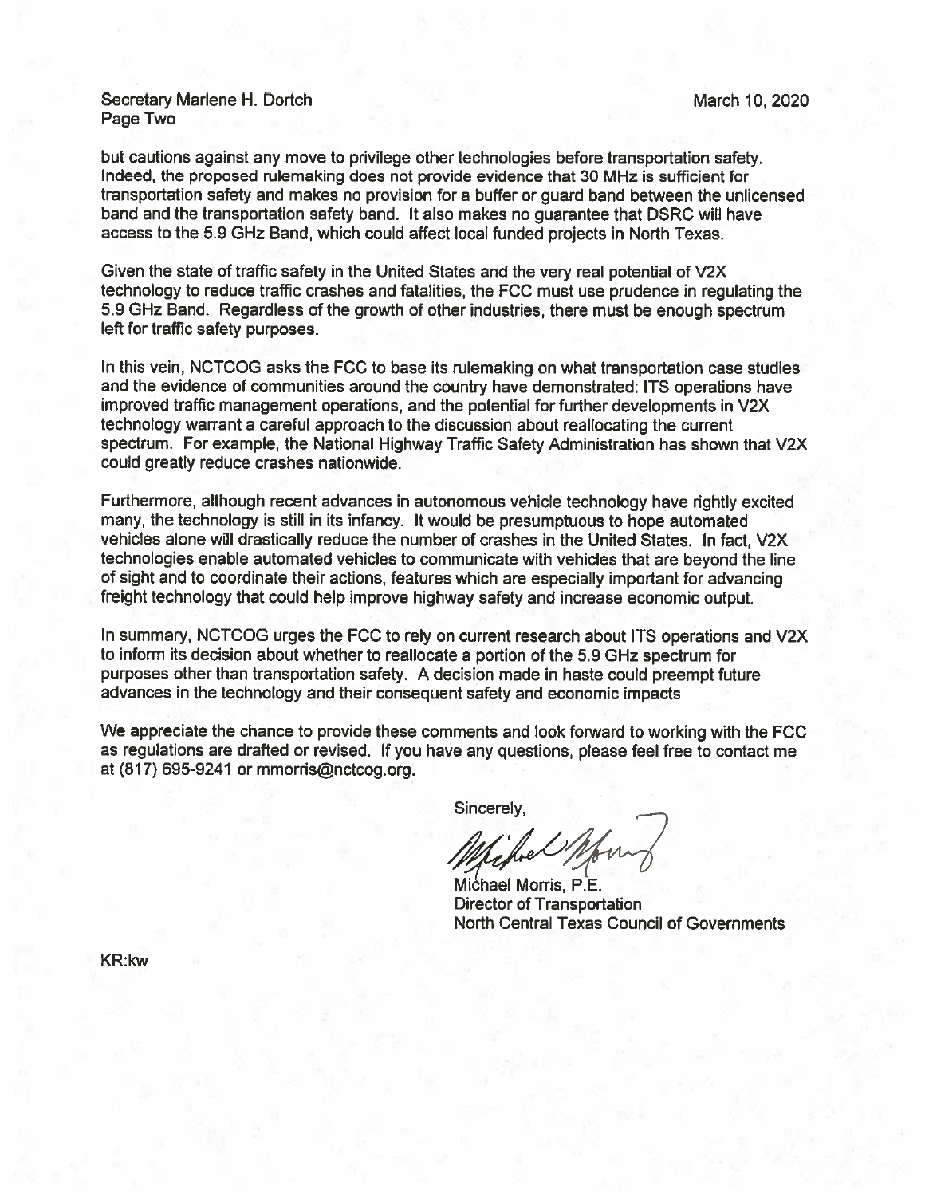but cautions against any move to privilege other technologies before transportation safety. Indeed, the proposed rulemaking does not provide evidence that 30 MHz is sufficient for transportation safety and makes no provision for a buffer or guard band between the unlicensed band and the transportation safety band. It also makes no guarantee that DSRC will have access to the 5.9 GHz Band, which could affect local funded projects in North Texas.

Given the state of traffic safety in the United States and the very real potential of V2X technology to reduce traffic crashes and fatalities, the FCC must use prudence in regulating the 5.9 GHz Band. Regardless of the growth of other industries, there must be enough spectrum left for traffic safety purposes.

In this vein, NCTCOG asks the FCC to base its rulemaking on what transportation case studies and the evidence of communities around the country have demonstrated: ITS operations have improved traffic management operations, and the potential for further developments in V2X technology warrant a careful approach to the discussion about reallocating the current spectrum. For example, the National Highway Traffic Safety Administration has shown that V2X could greatly reduce crashes nationwide.

Furthermore, although recent advances in autonomous vehicle technology have rightly excited many, the technology is still in its infancy. It would be presumptuous to hope automated vehicles alone will drastically reduce the number of crashes in the United States. In fact, V2X technologies enable automated vehicles to communicate with vehicles that are beyond the line of sight and to coordinate their actions, features which are especially important for advancing freight technology that could help improve highway safety and increase economic output.

In summary, NCTCOG urges the FCC to rely on current research about ITS operations and V2X to inform its decision about whether to reallocate a portion of the 5.9 GHz spectrum for purposes other than transportation safety. A decision made in haste could preempt future advances in the technology and their consequent safety and economic impacts

We appreciate the chance to provide these comments and look forward to working with the FCC as regulations are drafted or revised. If you have any questions, please feel free to contact me at (817) 695-9241 or mmorris@nctcog.org.

Sincerely,

Michael Morris, P.E.
Director of Transportation
North Central Texas Council of Governments

KR:kw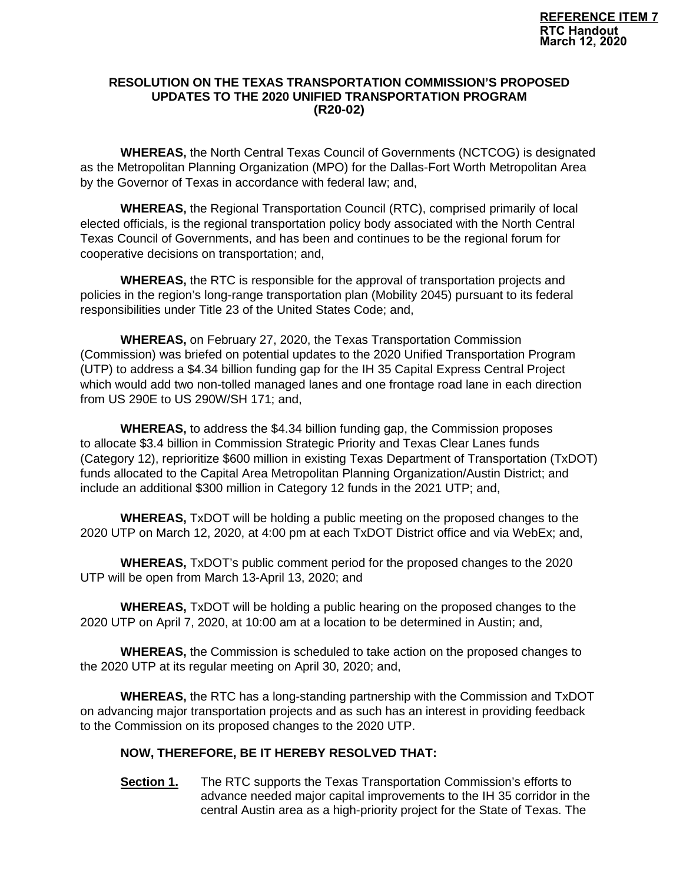**REFERENCE ITEM 7**
**RTC Handout**
**March 12, 2020**

## RESOLUTION ON THE TEXAS TRANSPORTATION COMMISSION'S PROPOSED UPDATES TO THE 2020 UNIFIED TRANSPORTATION PROGRAM (R20-02)

**WHEREAS,** the North Central Texas Council of Governments (NCTCOG) is designated as the Metropolitan Planning Organization (MPO) for the Dallas-Fort Worth Metropolitan Area by the Governor of Texas in accordance with federal law; and,

**WHEREAS,** the Regional Transportation Council (RTC), comprised primarily of local elected officials, is the regional transportation policy body associated with the North Central Texas Council of Governments, and has been and continues to be the regional forum for cooperative decisions on transportation; and,

**WHEREAS,** the RTC is responsible for the approval of transportation projects and policies in the region's long-range transportation plan (Mobility 2045) pursuant to its federal responsibilities under Title 23 of the United States Code; and,

**WHEREAS,** on February 27, 2020, the Texas Transportation Commission (Commission) was briefed on potential updates to the 2020 Unified Transportation Program (UTP) to address a $4.34 billion funding gap for the IH 35 Capital Express Central Project which would add two non-tolled managed lanes and one frontage road lane in each direction from US 290E to US 290W/SH 171; and,

**WHEREAS,** to address the $4.34 billion funding gap, the Commission proposes to allocate $3.4 billion in Commission Strategic Priority and Texas Clear Lanes funds (Category 12), reprioritize $600 million in existing Texas Department of Transportation (TxDOT) funds allocated to the Capital Area Metropolitan Planning Organization/Austin District; and include an additional $300 million in Category 12 funds in the 2021 UTP; and,

**WHEREAS,** TxDOT will be holding a public meeting on the proposed changes to the 2020 UTP on March 12, 2020, at 4:00 pm at each TxDOT District office and via WebEx; and,

**WHEREAS,** TxDOT's public comment period for the proposed changes to the 2020 UTP will be open from March 13-April 13, 2020; and

**WHEREAS,** TxDOT will be holding a public hearing on the proposed changes to the 2020 UTP on April 7, 2020, at 10:00 am at a location to be determined in Austin; and,

**WHEREAS,** the Commission is scheduled to take action on the proposed changes to the 2020 UTP at its regular meeting on April 30, 2020; and,

**WHEREAS,** the RTC has a long-standing partnership with the Commission and TxDOT on advancing major transportation projects and as such has an interest in providing feedback to the Commission on its proposed changes to the 2020 UTP.

**NOW, THEREFORE, BE IT HEREBY RESOLVED THAT:**

**Section 1.** The RTC supports the Texas Transportation Commission's efforts to advance needed major capital improvements to the IH 35 corridor in the central Austin area as a high-priority project for the State of Texas. The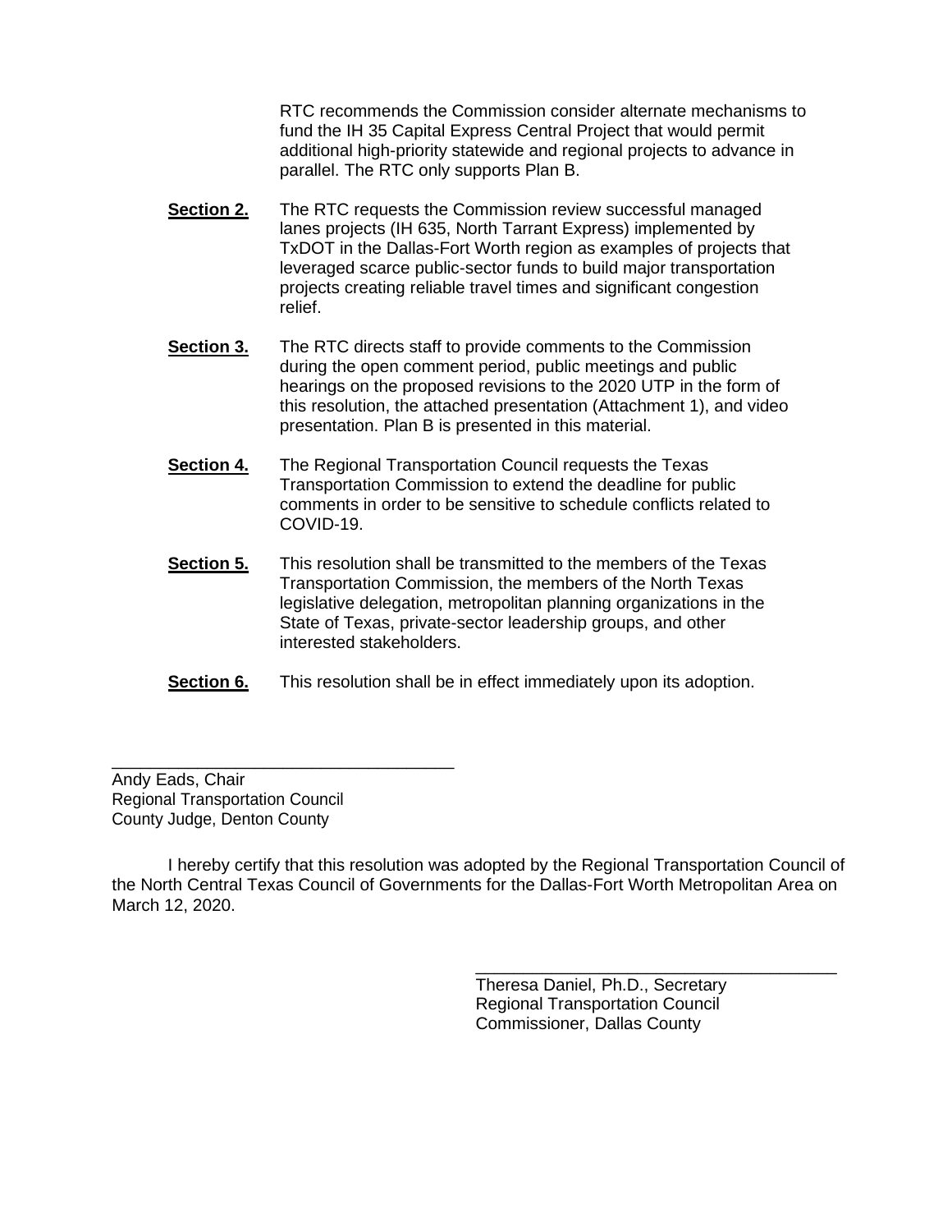RTC recommends the Commission consider alternate mechanisms to fund the IH 35 Capital Express Central Project that would permit additional high-priority statewide and regional projects to advance in parallel. The RTC only supports Plan B.

**Section 2.** The RTC requests the Commission review successful managed lanes projects (IH 635, North Tarrant Express) implemented by TxDOT in the Dallas-Fort Worth region as examples of projects that leveraged scarce public-sector funds to build major transportation projects creating reliable travel times and significant congestion relief.

**Section 3.** The RTC directs staff to provide comments to the Commission during the open comment period, public meetings and public hearings on the proposed revisions to the 2020 UTP in the form of this resolution, the attached presentation (Attachment 1), and video presentation. Plan B is presented in this material.

**Section 4.** The Regional Transportation Council requests the Texas Transportation Commission to extend the deadline for public comments in order to be sensitive to schedule conflicts related to COVID-19.

**Section 5.** This resolution shall be transmitted to the members of the Texas Transportation Commission, the members of the North Texas legislative delegation, metropolitan planning organizations in the State of Texas, private-sector leadership groups, and other interested stakeholders.

**Section 6.** This resolution shall be in effect immediately upon its adoption.

\_\_\_\_\_\_\_\_\_\_\_\_\_\_\_\_\_\_\_\_\_\_\_\_\_\_\_\_\_\_\_\_\_\_\_\_

Andy Eads, Chair
Regional Transportation Council
County Judge, Denton County

I hereby certify that this resolution was adopted by the Regional Transportation Council of the North Central Texas Council of Governments for the Dallas-Fort Worth Metropolitan Area on March 12, 2020.

\_\_\_\_\_\_\_\_\_\_\_\_\_\_\_\_\_\_\_\_\_\_\_\_\_\_\_\_\_\_\_\_\_\_\_\_

Theresa Daniel, Ph.D., Secretary
Regional Transportation Council
Commissioner, Dallas County